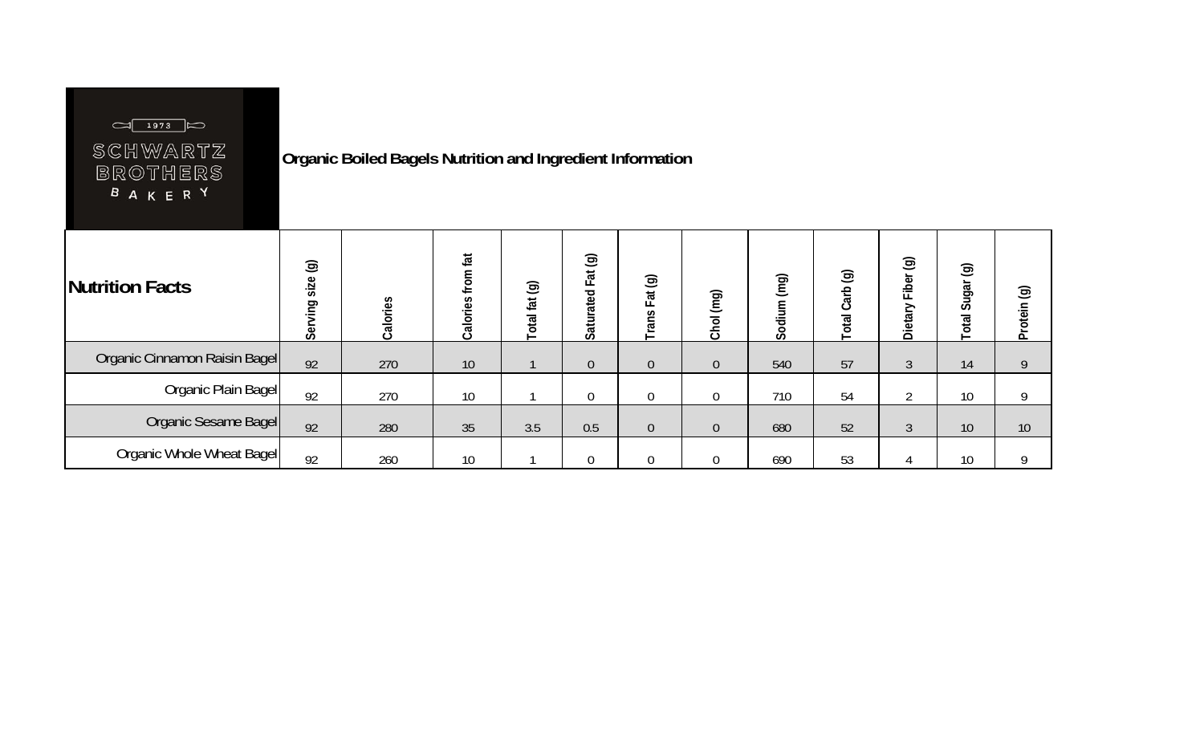SCHWARTZ BROTHERS BAKERY 1973

# Organic Boiled Bagels Nutrition and Ingredient Information

| Nutrition Facts | Serving size (g) | Calories | Calories from fat | Total fat (g) | Saturated Fat (g) | Trans Fat (g) | Chol (mg) | Sodium (mg) | Total Carb (g) | Dietary Fiber (g) | Total Sugar (g) | Protein (g) |
|---|---|---|---|---|---|---|---|---|---|---|---|---|
| Organic Cinnamon Raisin Bagel | 92 | 270 | 10 | 1 | 0 | 0 | 0 | 540 | 57 | 3 | 14 | 9 |
| Organic Plain Bagel | 92 | 270 | 10 | 1 | 0 | 0 | 0 | 710 | 54 | 2 | 10 | 9 |
| Organic Sesame Bagel | 92 | 280 | 35 | 3.5 | 0.5 | 0 | 0 | 680 | 52 | 3 | 10 | 10 |
| Organic Whole Wheat Bagel | 92 | 260 | 10 | 1 | 0 | 0 | 0 | 690 | 53 | 4 | 10 | 9 |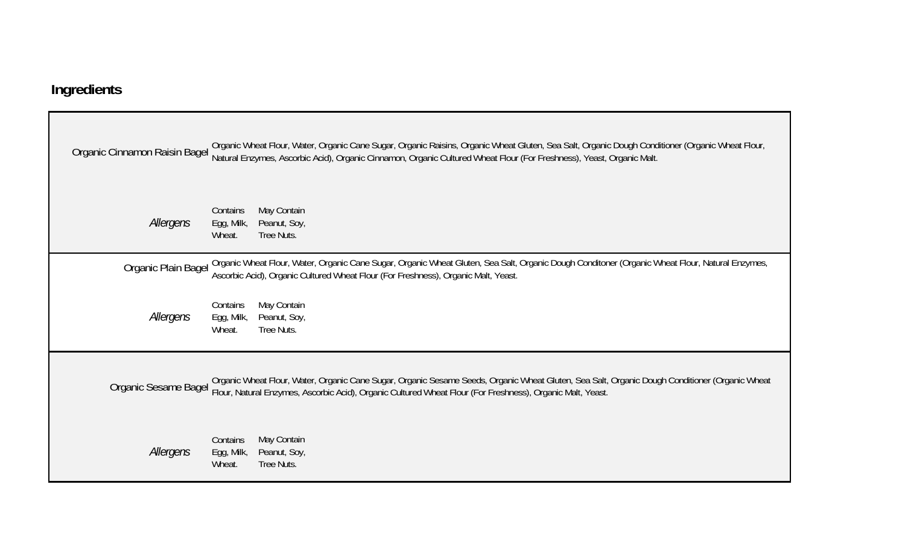## Ingredients

| | | | |
|---|---|---|---|
| Organic Cinnamon Raisin Bagel | Organic Wheat Flour, Water, Organic Cane Sugar, Organic Raisins, Organic Wheat Gluten, Sea Salt, Organic Dough Conditioner (Organic Wheat Flour, Natural Enzymes, Ascorbic Acid), Organic Cinnamon, Organic Cultured Wheat Flour (For Freshness), Yeast, Organic Malt. | | |
| *Allergens* | Contains<br>Egg, Milk,<br>Wheat. | May Contain<br>Peanut, Soy,<br>Tree Nuts. | |
| Organic Plain Bagel | Organic Wheat Flour, Water, Organic Cane Sugar, Organic Wheat Gluten, Sea Salt, Organic Dough Conditoner (Organic Wheat Flour, Natural Enzymes, Ascorbic Acid), Organic Cultured Wheat Flour (For Freshness), Organic Malt, Yeast. | | |
| *Allergens* | Contains<br>Egg, Milk,<br>Wheat. | May Contain<br>Peanut, Soy,<br>Tree Nuts. | |
| Organic Sesame Bagel | Organic Wheat Flour, Water, Organic Cane Sugar, Organic Sesame Seeds, Organic Wheat Gluten, Sea Salt, Organic Dough Conditioner (Organic Wheat Flour, Natural Enzymes, Ascorbic Acid), Organic Cultured Wheat Flour (For Freshness), Organic Malt, Yeast. | | |
| *Allergens* | Contains<br>Egg, Milk,<br>Wheat. | May Contain<br>Peanut, Soy,<br>Tree Nuts. | |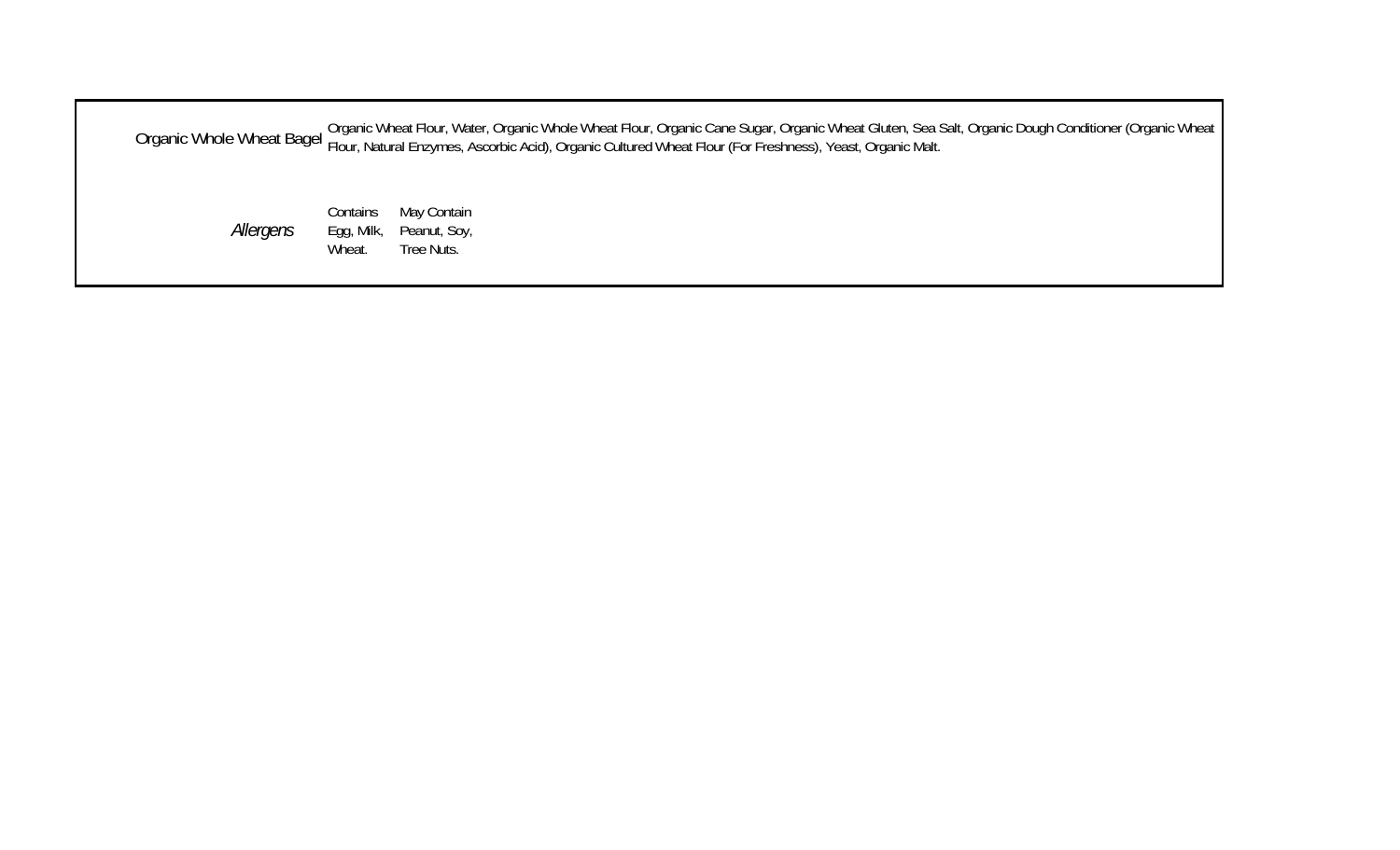| | |
|---|---|
| Organic Whole Wheat Bagel | Organic Wheat Flour, Water, Organic Whole Wheat Flour, Organic Cane Sugar, Organic Wheat Gluten, Sea Salt, Organic Dough Conditioner (Organic Wheat Flour, Natural Enzymes, Ascorbic Acid), Organic Cultured Wheat Flour (For Freshness), Yeast, Organic Malt. |
| *Allergens* | Contains Egg, Milk, Wheat. May Contain Peanut, Soy, Tree Nuts. |